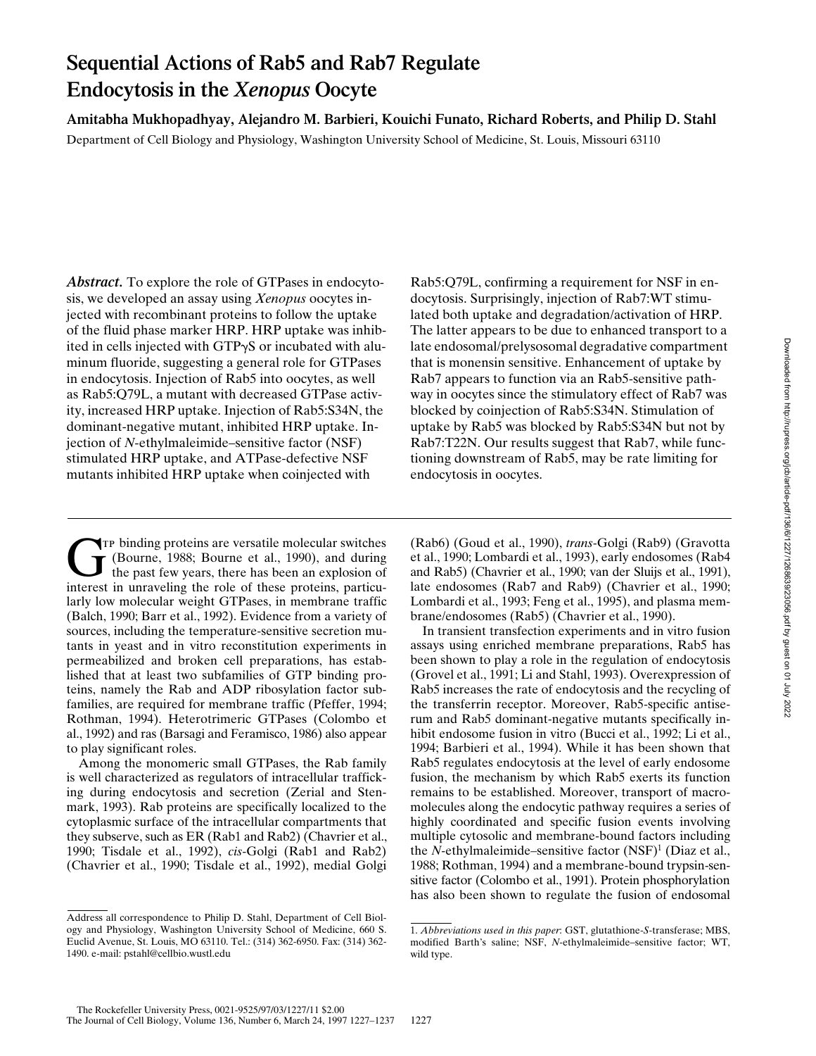# Sequential Actions of Rab5 and Rab7 Regulate Endocytosis in the *Xenopus* Oocyte

**Amitabha Mukhopadhyay, Alejandro M. Barbieri, Kouichi Funato, Richard Roberts, and Philip D. Stahl**

Department of Cell Biology and Physiology, Washington University School of Medicine, St. Louis, Missouri 63110

***Abstract.*** To explore the role of GTPases in endocytosis, we developed an assay using *Xenopus* oocytes injected with recombinant proteins to follow the uptake of the fluid phase marker HRP. HRP uptake was inhibited in cells injected with GTPγS or incubated with aluminum fluoride, suggesting a general role for GTPases in endocytosis. Injection of Rab5 into oocytes, as well as Rab5:Q79L, a mutant with decreased GTPase activity, increased HRP uptake. Injection of Rab5:S34N, the dominant-negative mutant, inhibited HRP uptake. Injection of *N*-ethylmaleimide–sensitive factor (NSF) stimulated HRP uptake, and ATPase-defective NSF mutants inhibited HRP uptake when coinjected with Rab5:Q79L, confirming a requirement for NSF in endocytosis. Surprisingly, injection of Rab7:WT stimulated both uptake and degradation/activation of HRP. The latter appears to be due to enhanced transport to a late endosomal/prelysosomal degradative compartment that is monensin sensitive. Enhancement of uptake by Rab7 appears to function via an Rab5-sensitive pathway in oocytes since the stimulatory effect of Rab7 was blocked by coinjection of Rab5:S34N. Stimulation of uptake by Rab5 was blocked by Rab5:S34N but not by Rab7:T22N. Our results suggest that Rab7, while functioning downstream of Rab5, may be rate limiting for endocytosis in oocytes.

GTP binding proteins are versatile molecular switches (Bourne, 1988; Bourne et al., 1990), and during the past few years, there has been an explosion of interest in unraveling the role of these proteins, particularly low molecular weight GTPases, in membrane traffic (Balch, 1990; Barr et al., 1992). Evidence from a variety of sources, including the temperature-sensitive secretion mutants in yeast and in vitro reconstitution experiments in permeabilized and broken cell preparations, has established that at least two subfamilies of GTP binding proteins, namely the Rab and ADP ribosylation factor subfamilies, are required for membrane traffic (Pfeffer, 1994; Rothman, 1994). Heterotrimeric GTPases (Colombo et al., 1992) and ras (Barsagi and Feramisco, 1986) also appear to play significant roles.

Among the monomeric small GTPases, the Rab family is well characterized as regulators of intracellular trafficking during endocytosis and secretion (Zerial and Stenmark, 1993). Rab proteins are specifically localized to the cytoplasmic surface of the intracellular compartments that they subserve, such as ER (Rab1 and Rab2) (Chavrier et al., 1990; Tisdale et al., 1992), *cis*-Golgi (Rab1 and Rab2) (Chavrier et al., 1990; Tisdale et al., 1992), medial Golgi (Rab6) (Goud et al., 1990), *trans*-Golgi (Rab9) (Gravotta et al., 1990; Lombardi et al., 1993), early endosomes (Rab4 and Rab5) (Chavrier et al., 1990; van der Sluijs et al., 1991), late endosomes (Rab7 and Rab9) (Chavrier et al., 1990; Lombardi et al., 1993; Feng et al., 1995), and plasma membrane/endosomes (Rab5) (Chavrier et al., 1990).

In transient transfection experiments and in vitro fusion assays using enriched membrane preparations, Rab5 has been shown to play a role in the regulation of endocytosis (Grovel et al., 1991; Li and Stahl, 1993). Overexpression of Rab5 increases the rate of endocytosis and the recycling of the transferrin receptor. Moreover, Rab5-specific antiserum and Rab5 dominant-negative mutants specifically inhibit endosome fusion in vitro (Bucci et al., 1992; Li et al., 1994; Barbieri et al., 1994). While it has been shown that Rab5 regulates endocytosis at the level of early endosome fusion, the mechanism by which Rab5 exerts its function remains to be established. Moreover, transport of macromolecules along the endocytic pathway requires a series of highly coordinated and specific fusion events involving multiple cytosolic and membrane-bound factors including the *N*-ethylmaleimide–sensitive factor (NSF)[1] (Diaz et al., 1988; Rothman, 1994) and a membrane-bound trypsin-sensitive factor (Colombo et al., 1991). Protein phosphorylation has also been shown to regulate the fusion of endosomal

Address all correspondence to Philip D. Stahl, Department of Cell Biology and Physiology, Washington University School of Medicine, 660 S. Euclid Avenue, St. Louis, MO 63110. Tel.: (314) 362-6950. Fax: (314) 362-1490. e-mail: pstahl@cellbio.wustl.edu

1. *Abbreviations used in this paper*: GST, glutathione-*S*-transferase; MBS, modified Barth's saline; NSF, *N*-ethylmaleimide–sensitive factor; WT, wild type.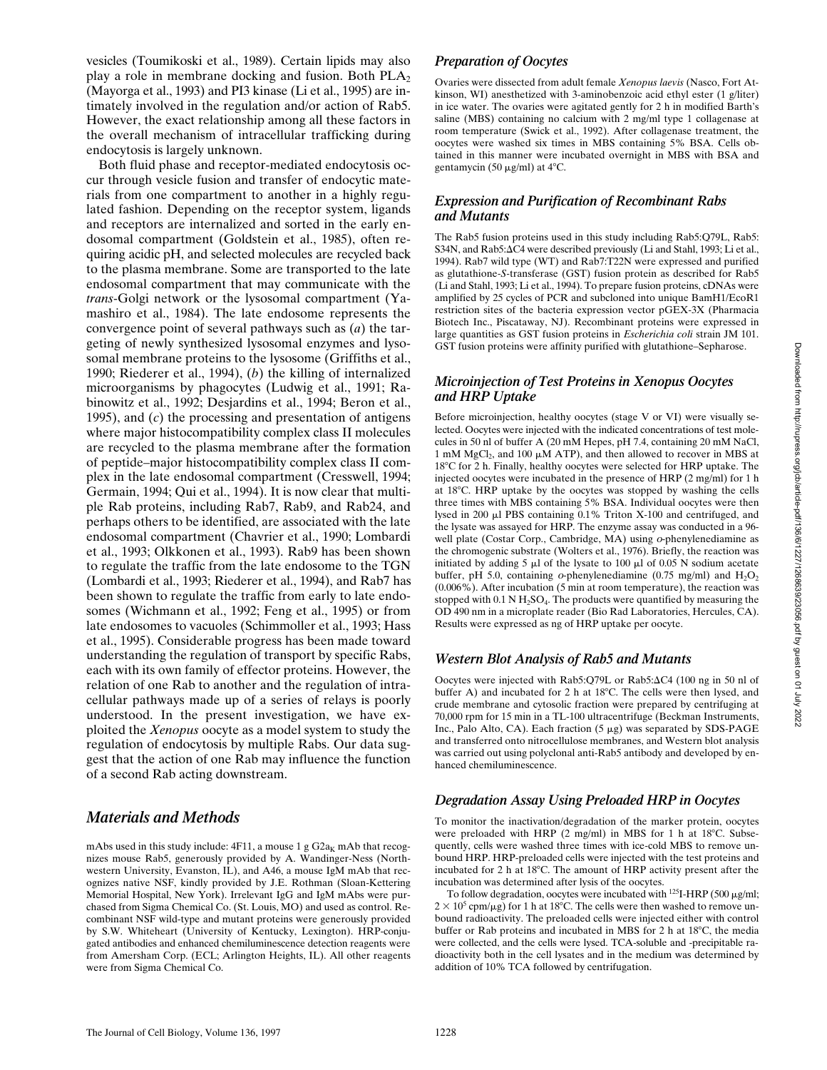vesicles (Toumikoski et al., 1989). Certain lipids may also play a role in membrane docking and fusion. Both $PLA_2$ (Mayorga et al., 1993) and PI3 kinase (Li et al., 1995) are intimately involved in the regulation and/or action of Rab5. However, the exact relationship among all these factors in the overall mechanism of intracellular trafficking during endocytosis is largely unknown.

Both fluid phase and receptor-mediated endocytosis occur through vesicle fusion and transfer of endocytic materials from one compartment to another in a highly regulated fashion. Depending on the receptor system, ligands and receptors are internalized and sorted in the early endosomal compartment (Goldstein et al., 1985), often requiring acidic pH, and selected molecules are recycled back to the plasma membrane. Some are transported to the late endosomal compartment that may communicate with the *trans*-Golgi network or the lysosomal compartment (Yamashiro et al., 1984). The late endosome represents the convergence point of several pathways such as (*a*) the targeting of newly synthesized lysosomal enzymes and lysosomal membrane proteins to the lysosome (Griffiths et al., 1990; Riederer et al., 1994), (*b*) the killing of internalized microorganisms by phagocytes (Ludwig et al., 1991; Rabinowitz et al., 1992; Desjardins et al., 1994; Beron et al., 1995), and (*c*) the processing and presentation of antigens where major histocompatibility complex class II molecules are recycled to the plasma membrane after the formation of peptide–major histocompatibility complex class II complex in the late endosomal compartment (Cresswell, 1994; Germain, 1994; Qui et al., 1994). It is now clear that multiple Rab proteins, including Rab7, Rab9, and Rab24, and perhaps others to be identified, are associated with the late endosomal compartment (Chavrier et al., 1990; Lombardi et al., 1993; Olkkonen et al., 1993). Rab9 has been shown to regulate the traffic from the late endosome to the TGN (Lombardi et al., 1993; Riederer et al., 1994), and Rab7 has been shown to regulate the traffic from early to late endosomes (Wichmann et al., 1992; Feng et al., 1995) or from late endosomes to vacuoles (Schimmoller et al., 1993; Hass et al., 1995). Considerable progress has been made toward understanding the regulation of transport by specific Rabs, each with its own family of effector proteins. However, the relation of one Rab to another and the regulation of intracellular pathways made up of a series of relays is poorly understood. In the present investigation, we have exploited the *Xenopus* oocyte as a model system to study the regulation of endocytosis by multiple Rabs. Our data suggest that the action of one Rab may influence the function of a second Rab acting downstream.

## Materials and Methods

mAbs used in this study include: 4F11, a mouse 1 g $G2a_K$ mAb that recognizes mouse Rab5, generously provided by A. Wandinger-Ness (Northwestern University, Evanston, IL), and A46, a mouse IgM mAb that recognizes native NSF, kindly provided by J.E. Rothman (Sloan-Kettering Memorial Hospital, New York). Irrelevant IgG and IgM mAbs were purchased from Sigma Chemical Co. (St. Louis, MO) and used as control. Recombinant NSF wild-type and mutant proteins were generously provided by S.W. Whiteheart (University of Kentucky, Lexington). HRP-conjugated antibodies and enhanced chemiluminescence detection reagents were from Amersham Corp. (ECL; Arlington Heights, IL). All other reagents were from Sigma Chemical Co.

### Preparation of Oocytes

Ovaries were dissected from adult female *Xenopus laevis* (Nasco, Fort Atkinson, WI) anesthetized with 3-aminobenzoic acid ethyl ester (1 g/liter) in ice water. The ovaries were agitated gently for 2 h in modified Barth's saline (MBS) containing no calcium with 2 mg/ml type 1 collagenase at room temperature (Swick et al., 1992). After collagenase treatment, the oocytes were washed six times in MBS containing 5% BSA. Cells obtained in this manner were incubated overnight in MBS with BSA and gentamycin (50 μg/ml) at 4°C.

### Expression and Purification of Recombinant Rabs and Mutants

The Rab5 fusion proteins used in this study including Rab5:Q79L, Rab5:S34N, and Rab5:ΔC4 were described previously (Li and Stahl, 1993; Li et al., 1994). Rab7 wild type (WT) and Rab7:T22N were expressed and purified as glutathione-*S*-transferase (GST) fusion protein as described for Rab5 (Li and Stahl, 1993; Li et al., 1994). To prepare fusion proteins, cDNAs were amplified by 25 cycles of PCR and subcloned into unique BamH1/EcoR1 restriction sites of the bacteria expression vector pGEX-3X (Pharmacia Biotech Inc., Piscataway, NJ). Recombinant proteins were expressed in large quantities as GST fusion proteins in *Escherichia coli* strain JM 101. GST fusion proteins were affinity purified with glutathione–Sepharose.

### Microinjection of Test Proteins in Xenopus Oocytes and HRP Uptake

Before microinjection, healthy oocytes (stage V or VI) were visually selected. Oocytes were injected with the indicated concentrations of test molecules in 50 nl of buffer A (20 mM Hepes, pH 7.4, containing 20 mM NaCl, 1 mM $MgCl_2$, and 100 μM ATP), and then allowed to recover in MBS at 18°C for 2 h. Finally, healthy oocytes were selected for HRP uptake. The injected oocytes were incubated in the presence of HRP (2 mg/ml) for 1 h at 18°C. HRP uptake by the oocytes was stopped by washing the cells three times with MBS containing 5% BSA. Individual oocytes were then lysed in 200 μl PBS containing 0.1% Triton X-100 and centrifuged, and the lysate was assayed for HRP. The enzyme assay was conducted in a 96-well plate (Costar Corp., Cambridge, MA) using *o*-phenylenediamine as the chromogenic substrate (Wolters et al., 1976). Briefly, the reaction was initiated by adding 5 μl of the lysate to 100 μl of 0.05 N sodium acetate buffer, pH 5.0, containing *o*-phenylenediamine (0.75 mg/ml) and $H_2O_2$ (0.006%). After incubation (5 min at room temperature), the reaction was stopped with 0.1 N $H_2SO_4$. The products were quantified by measuring the OD 490 nm in a microplate reader (Bio Rad Laboratories, Hercules, CA). Results were expressed as ng of HRP uptake per oocyte.

### Western Blot Analysis of Rab5 and Mutants

Oocytes were injected with Rab5:Q79L or Rab5:ΔC4 (100 ng in 50 nl of buffer A) and incubated for 2 h at 18°C. The cells were then lysed, and crude membrane and cytosolic fraction were prepared by centrifuging at 70,000 rpm for 15 min in a TL-100 ultracentrifuge (Beckman Instruments, Inc., Palo Alto, CA). Each fraction (5 μg) was separated by SDS-PAGE and transferred onto nitrocellulose membranes, and Western blot analysis was carried out using polyclonal anti-Rab5 antibody and developed by enhanced chemiluminescence.

### Degradation Assay Using Preloaded HRP in Oocytes

To monitor the inactivation/degradation of the marker protein, oocytes were preloaded with HRP (2 mg/ml) in MBS for 1 h at 18°C. Subsequently, cells were washed three times with ice-cold MBS to remove unbound HRP. HRP-preloaded cells were injected with the test proteins and incubated for 2 h at 18°C. The amount of HRP activity present after the incubation was determined after lysis of the oocytes.

To follow degradation, oocytes were incubated with $^{125}$I-HRP (500 μg/ml; $2 \times 10^5$ cpm/μg) for 1 h at 18°C. The cells were then washed to remove unbound radioactivity. The preloaded cells were injected either with control buffer or Rab proteins and incubated in MBS for 2 h at 18°C, the media were collected, and the cells were lysed. TCA-soluble and -precipitable radioactivity both in the cell lysates and in the medium was determined by addition of 10% TCA followed by centrifugation.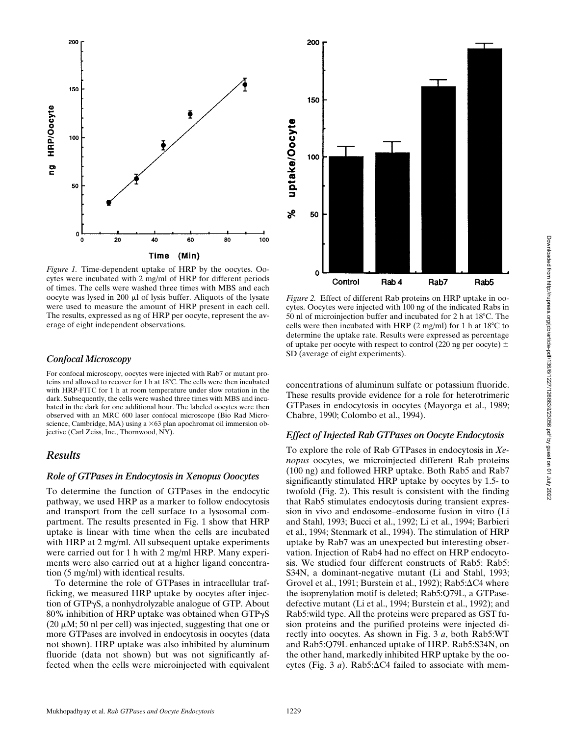*Figure 1.* Time-dependent uptake of HRP by the oocytes. Oocytes were incubated with 2 mg/ml of HRP for different periods of times. The cells were washed three times with MBS and each oocyte was lysed in 200 μl of lysis buffer. Aliquots of the lysate were used to measure the amount of HRP present in each cell. The results, expressed as ng of HRP per oocyte, represent the average of eight independent observations.

*Figure 2.* Effect of different Rab proteins on HRP uptake in oocytes. Oocytes were injected with 100 ng of the indicated Rabs in 50 nl of microinjection buffer and incubated for 2 h at 18°C. The cells were then incubated with HRP (2 mg/ml) for 1 h at 18°C to determine the uptake rate. Results were expressed as percentage of uptake per oocyte with respect to control (220 ng per oocyte) ± SD (average of eight experiments).

### *Confocal Microscopy*

For confocal microscopy, oocytes were injected with Rab7 or mutant proteins and allowed to recover for 1 h at 18°C. The cells were then incubated with HRP-FITC for 1 h at room temperature under slow rotation in the dark. Subsequently, the cells were washed three times with MBS and incubated in the dark for one additional hour. The labeled oocytes were then observed with an MRC 600 laser confocal microscope (Bio Rad Microscience, Cambridge, MA) using a ×63 plan apochromat oil immersion objective (Carl Zeiss, Inc., Thornwood, NY).

## *Results*

### *Role of GTPases in Endocytosis in Xenopus Ooocytes*

To determine the function of GTPases in the endocytic pathway, we used HRP as a marker to follow endocytosis and transport from the cell surface to a lysosomal compartment. The results presented in Fig. 1 show that HRP uptake is linear with time when the cells are incubated with HRP at 2 mg/ml. All subsequent uptake experiments were carried out for 1 h with 2 mg/ml HRP. Many experiments were also carried out at a higher ligand concentration (5 mg/ml) with identical results.

To determine the role of GTPases in intracellular trafficking, we measured HRP uptake by oocytes after injection of GTPγS, a nonhydrolyzable analogue of GTP. About 80% inhibition of HRP uptake was obtained when GTPγS (20 μM; 50 nl per cell) was injected, suggesting that one or more GTPases are involved in endocytosis in oocytes (data not shown). HRP uptake was also inhibited by aluminum fluoride (data not shown) but was not significantly affected when the cells were microinjected with equivalent concentrations of aluminum sulfate or potassium fluoride. These results provide evidence for a role for heterotrimeric GTPases in endocytosis in oocytes (Mayorga et al., 1989; Chabre, 1990; Colombo et al., 1994).

### *Effect of Injected Rab GTPases on Oocyte Endocytosis*

To explore the role of Rab GTPases in endocytosis in *Xenopus* oocytes, we microinjected different Rab proteins (100 ng) and followed HRP uptake. Both Rab5 and Rab7 significantly stimulated HRP uptake by oocytes by 1.5- to twofold (Fig. 2). This result is consistent with the finding that Rab5 stimulates endocytosis during transient expression in vivo and endosome–endosome fusion in vitro (Li and Stahl, 1993; Bucci et al., 1992; Li et al., 1994; Barbieri et al., 1994; Stenmark et al., 1994). The stimulation of HRP uptake by Rab7 was an unexpected but interesting observation. Injection of Rab4 had no effect on HRP endocytosis. We studied four different constructs of Rab5: Rab5:S34N, a dominant-negative mutant (Li and Stahl, 1993; Grovel et al., 1991; Burstein et al., 1992); Rab5:ΔC4 where the isoprenylation motif is deleted; Rab5:Q79L, a GTPase-defective mutant (Li et al., 1994; Burstein et al., 1992); and Rab5:wild type. All the proteins were prepared as GST fusion proteins and the purified proteins were injected directly into oocytes. As shown in Fig. 3 *a*, both Rab5:WT and Rab5:Q79L enhanced uptake of HRP. Rab5:S34N, on the other hand, markedly inhibited HRP uptake by the oocytes (Fig. 3 *a*). Rab5:ΔC4 failed to associate with mem-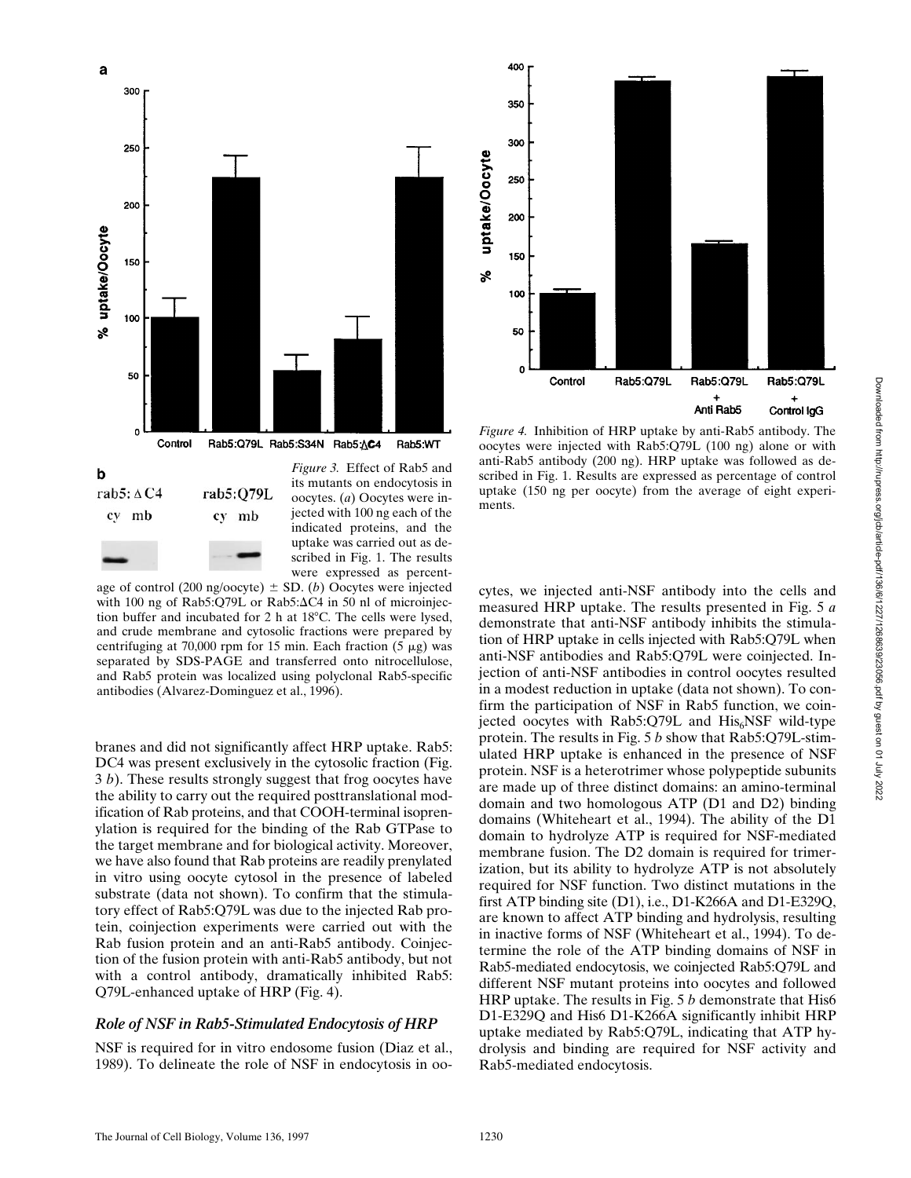*Figure 3.* Effect of Rab5 and its mutants on endocytosis in oocytes. (*a*) Oocytes were injected with 100 ng each of the indicated proteins, and the uptake was carried out as described in Fig. 1. The results were expressed as percentage of control (200 ng/oocyte) ± SD. (*b*) Oocytes were injected with 100 ng of Rab5:Q79L or Rab5:ΔC4 in 50 nl of microinjection buffer and incubated for 2 h at 18°C. The cells were lysed, and crude membrane and cytosolic fractions were prepared by centrifuging at 70,000 rpm for 15 min. Each fraction (5 μg) was separated by SDS-PAGE and transferred onto nitrocellulose, and Rab5 protein was localized using polyclonal Rab5-specific antibodies (Alvarez-Dominguez et al., 1996).

*Figure 4.* Inhibition of HRP uptake by anti-Rab5 antibody. The oocytes were injected with Rab5:Q79L (100 ng) alone or with anti-Rab5 antibody (200 ng). HRP uptake was followed as described in Fig. 1. Results are expressed as percentage of control uptake (150 ng per oocyte) from the average of eight experiments.

branes and did not significantly affect HRP uptake. Rab5: DC4 was present exclusively in the cytosolic fraction (Fig. 3 *b*). These results strongly suggest that frog oocytes have the ability to carry out the required posttranslational modification of Rab proteins, and that COOH-terminal isoprenylation is required for the binding of the Rab GTPase to the target membrane and for biological activity. Moreover, we have also found that Rab proteins are readily prenylated in vitro using oocyte cytosol in the presence of labeled substrate (data not shown). To confirm that the stimulatory effect of Rab5:Q79L was due to the injected Rab protein, coinjection experiments were carried out with the Rab fusion protein and an anti-Rab5 antibody. Coinjection of the fusion protein with anti-Rab5 antibody, but not with a control antibody, dramatically inhibited Rab5: Q79L-enhanced uptake of HRP (Fig. 4).

### *Role of NSF in Rab5-Stimulated Endocytosis of HRP*

NSF is required for in vitro endosome fusion (Diaz et al., 1989). To delineate the role of NSF in endocytosis in oocytes, we injected anti-NSF antibody into the cells and measured HRP uptake. The results presented in Fig. 5 *a* demonstrate that anti-NSF antibody inhibits the stimulation of HRP uptake in cells injected with Rab5:Q79L when anti-NSF antibodies and Rab5:Q79L were coinjected. Injection of anti-NSF antibodies in control oocytes resulted in a modest reduction in uptake (data not shown). To confirm the participation of NSF in Rab5 function, we coinjected oocytes with Rab5:Q79L and $His_6$NSF wild-type protein. The results in Fig. 5 *b* show that Rab5:Q79L-stimulated HRP uptake is enhanced in the presence of NSF protein. NSF is a heterotrimer whose polypeptide subunits are made up of three distinct domains: an amino-terminal domain and two homologous ATP (D1 and D2) binding domains (Whiteheart et al., 1994). The ability of the D1 domain to hydrolyze ATP is required for NSF-mediated membrane fusion. The D2 domain is required for trimerization, but its ability to hydrolyze ATP is not absolutely required for NSF function. Two distinct mutations in the first ATP binding site (D1), i.e., D1-K266A and D1-E329Q, are known to affect ATP binding and hydrolysis, resulting in inactive forms of NSF (Whiteheart et al., 1994). To determine the role of the ATP binding domains of NSF in Rab5-mediated endocytosis, we coinjected Rab5:Q79L and different NSF mutant proteins into oocytes and followed HRP uptake. The results in Fig. 5 *b* demonstrate that His6 D1-E329Q and His6 D1-K266A significantly inhibit HRP uptake mediated by Rab5:Q79L, indicating that ATP hydrolysis and binding are required for NSF activity and Rab5-mediated endocytosis.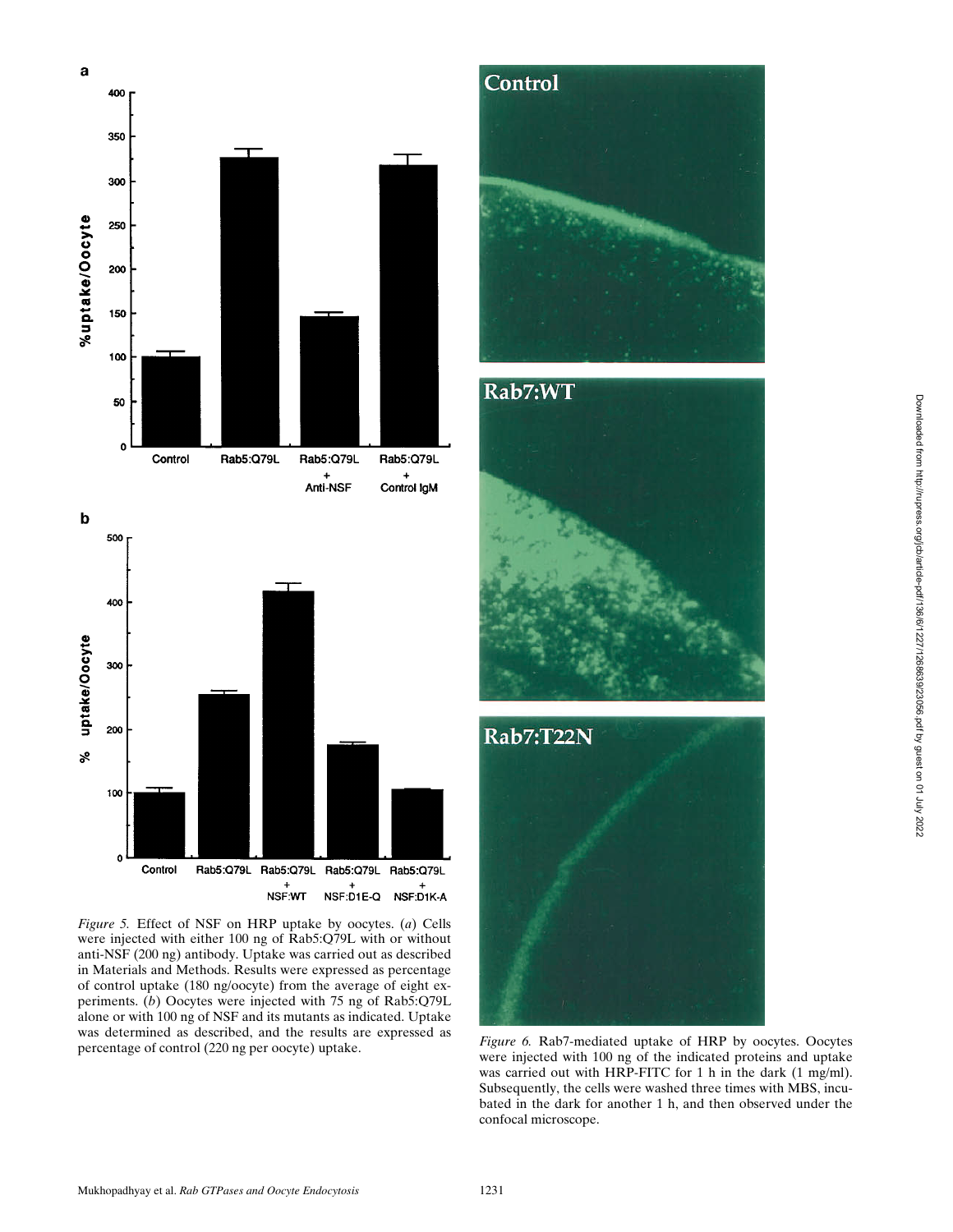*Figure 5.* Effect of NSF on HRP uptake by oocytes. (*a*) Cells were injected with either 100 ng of Rab5:Q79L with or without anti-NSF (200 ng) antibody. Uptake was carried out as described in Materials and Methods. Results were expressed as percentage of control uptake (180 ng/oocyte) from the average of eight experiments. (*b*) Oocytes were injected with 75 ng of Rab5:Q79L alone or with 100 ng of NSF and its mutants as indicated. Uptake was determined as described, and the results are expressed as percentage of control (220 ng per oocyte) uptake.

*Figure 6.* Rab7-mediated uptake of HRP by oocytes. Oocytes were injected with 100 ng of the indicated proteins and uptake was carried out with HRP-FITC for 1 h in the dark (1 mg/ml). Subsequently, the cells were washed three times with MBS, incubated in the dark for another 1 h, and then observed under the confocal microscope.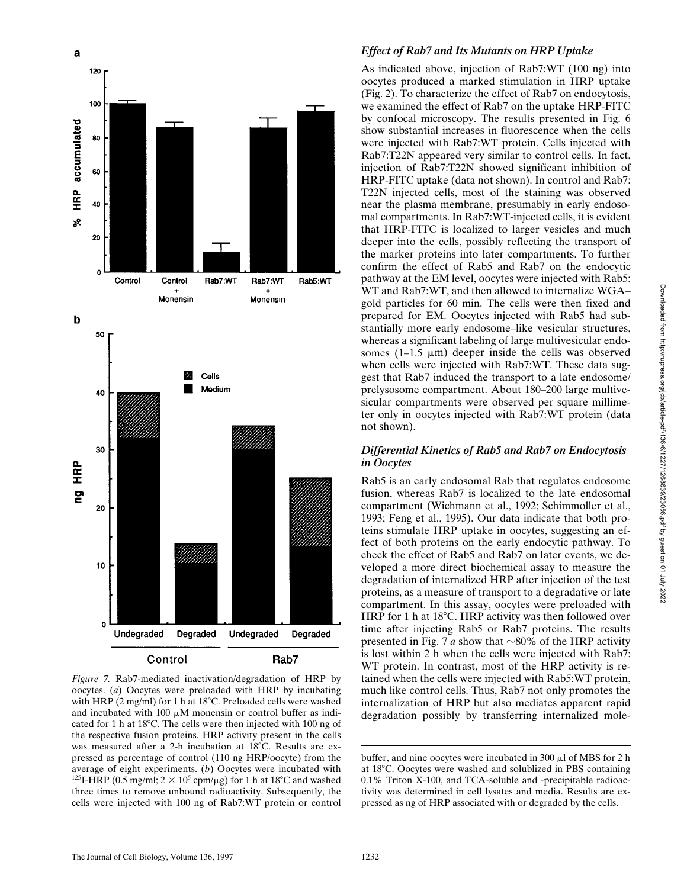*Figure 7.* Rab7-mediated inactivation/degradation of HRP by oocytes. (*a*) Oocytes were preloaded with HRP by incubating with HRP (2 mg/ml) for 1 h at 18°C. Preloaded cells were washed and incubated with 100 μM monensin or control buffer as indicated for 1 h at 18°C. The cells were then injected with 100 ng of the respective fusion proteins. HRP activity present in the cells was measured after a 2-h incubation at 18°C. Results are expressed as percentage of control (110 ng HRP/oocyte) from the average of eight experiments. (*b*) Oocytes were incubated with $^{125}$I-HRP (0.5 mg/ml; $2 \times 10^5$ cpm/μg) for 1 h at 18°C and washed three times to remove unbound radioactivity. Subsequently, the cells were injected with 100 ng of Rab7:WT protein or control buffer, and nine oocytes were incubated in 300 μl of MBS for 2 h at 18°C. Oocytes were washed and solublized in PBS containing 0.1% Triton X-100, and TCA-soluble and -precipitable radioactivity was determined in cell lysates and media. Results are expressed as ng of HRP associated with or degraded by the cells.

### *Effect of Rab7 and Its Mutants on HRP Uptake*

As indicated above, injection of Rab7:WT (100 ng) into oocytes produced a marked stimulation in HRP uptake (Fig. 2). To characterize the effect of Rab7 on endocytosis, we examined the effect of Rab7 on the uptake HRP-FITC by confocal microscopy. The results presented in Fig. 6 show substantial increases in fluorescence when the cells were injected with Rab7:WT protein. Cells injected with Rab7:T22N appeared very similar to control cells. In fact, injection of Rab7:T22N showed significant inhibition of HRP-FITC uptake (data not shown). In control and Rab7:T22N injected cells, most of the staining was observed near the plasma membrane, presumably in early endosomal compartments. In Rab7:WT-injected cells, it is evident that HRP-FITC is localized to larger vesicles and much deeper into the cells, possibly reflecting the transport of the marker proteins into later compartments. To further confirm the effect of Rab5 and Rab7 on the endocytic pathway at the EM level, oocytes were injected with Rab5:WT and Rab7:WT, and then allowed to internalize WGA–gold particles for 60 min. The cells were then fixed and prepared for EM. Oocytes injected with Rab5 had substantially more early endosome–like vesicular structures, whereas a significant labeling of large multivesicular endosomes (1–1.5 μm) deeper inside the cells was observed when cells were injected with Rab7:WT. These data suggest that Rab7 induced the transport to a late endosome/prelysosome compartment. About 180–200 large multivesicular compartments were observed per square millimeter only in oocytes injected with Rab7:WT protein (data not shown).

### *Differential Kinetics of Rab5 and Rab7 on Endocytosis in Oocytes*

Rab5 is an early endosomal Rab that regulates endosome fusion, whereas Rab7 is localized to the late endosomal compartment (Wichmann et al., 1992; Schimmoller et al., 1993; Feng et al., 1995). Our data indicate that both proteins stimulate HRP uptake in oocytes, suggesting an effect of both proteins on the early endocytic pathway. To check the effect of Rab5 and Rab7 on later events, we developed a more direct biochemical assay to measure the degradation of internalized HRP after injection of the test proteins, as a measure of transport to a degradative or late compartment. In this assay, oocytes were preloaded with HRP for 1 h at 18°C. HRP activity was then followed over time after injecting Rab5 or Rab7 proteins. The results presented in Fig. 7 *a* show that ~80% of the HRP activity is lost within 2 h when the cells were injected with Rab7:WT protein. In contrast, most of the HRP activity is retained when the cells were injected with Rab5:WT protein, much like control cells. Thus, Rab7 not only promotes the internalization of HRP but also mediates apparent rapid degradation possibly by transferring internalized mole-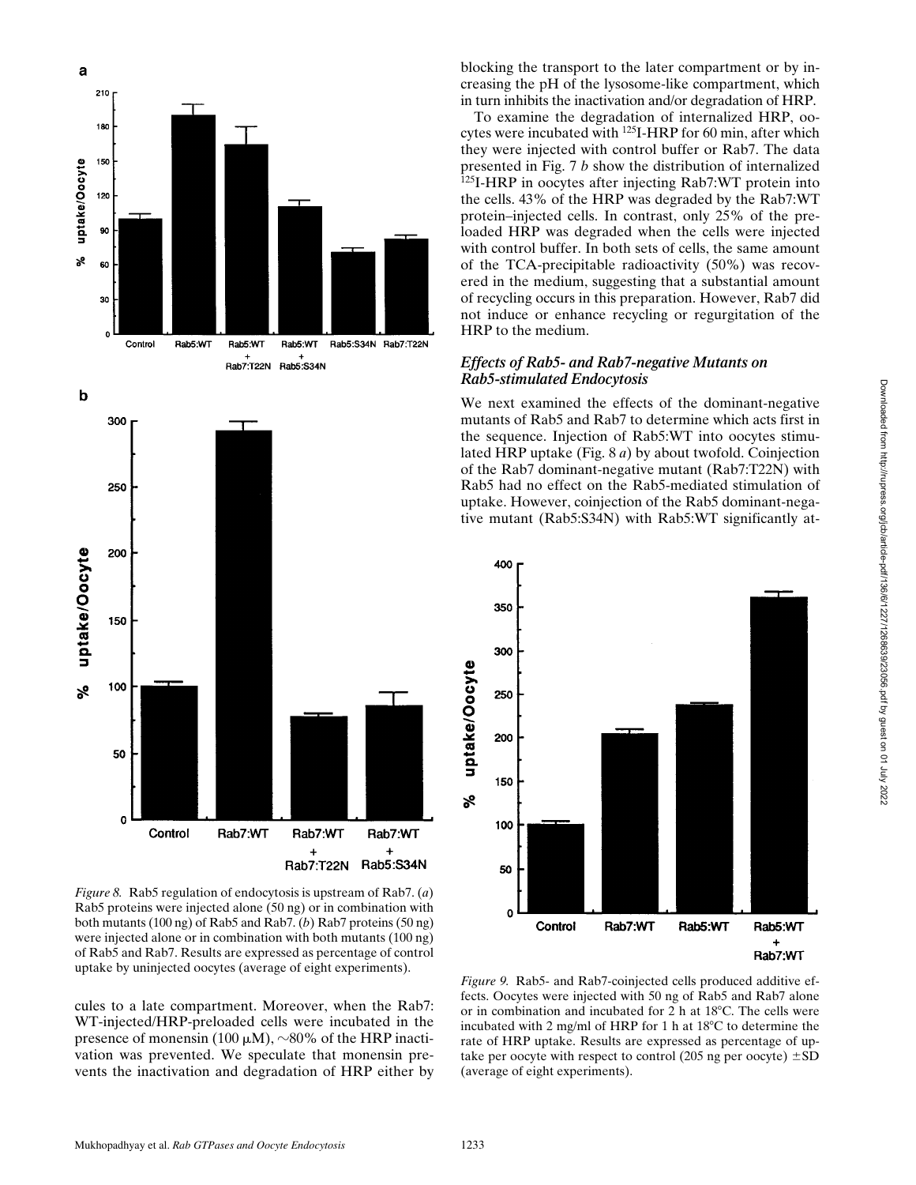*Figure 8.* Rab5 regulation of endocytosis is upstream of Rab7. (*a*) Rab5 proteins were injected alone (50 ng) or in combination with both mutants (100 ng) of Rab5 and Rab7. (*b*) Rab7 proteins (50 ng) were injected alone or in combination with both mutants (100 ng) of Rab5 and Rab7. Results are expressed as percentage of control uptake by uninjected oocytes (average of eight experiments).

cules to a late compartment. Moreover, when the Rab7:WT-injected/HRP-preloaded cells were incubated in the presence of monensin (100 μM), ~80% of the HRP inactivation was prevented. We speculate that monensin prevents the inactivation and degradation of HRP either by blocking the transport to the later compartment or by increasing the pH of the lysosome-like compartment, which in turn inhibits the inactivation and/or degradation of HRP.

To examine the degradation of internalized HRP, oocytes were incubated with $^{125}$I-HRP for 60 min, after which they were injected with control buffer or Rab7. The data presented in Fig. 7 *b* show the distribution of internalized $^{125}$I-HRP in oocytes after injecting Rab7:WT protein into the cells. 43% of the HRP was degraded by the Rab7:WT protein–injected cells. In contrast, only 25% of the preloaded HRP was degraded when the cells were injected with control buffer. In both sets of cells, the same amount of the TCA-precipitable radioactivity (50%) was recovered in the medium, suggesting that a substantial amount of recycling occurs in this preparation. However, Rab7 did not induce or enhance recycling or regurgitation of the HRP to the medium.

### *Effects of Rab5- and Rab7-negative Mutants on Rab5-stimulated Endocytosis*

We next examined the effects of the dominant-negative mutants of Rab5 and Rab7 to determine which acts first in the sequence. Injection of Rab5:WT into oocytes stimulated HRP uptake (Fig. 8 *a*) by about twofold. Coinjection of the Rab7 dominant-negative mutant (Rab7:T22N) with Rab5 had no effect on the Rab5-mediated stimulation of uptake. However, coinjection of the Rab5 dominant-negative mutant (Rab5:S34N) with Rab5:WT significantly at-

*Figure 9.* Rab5- and Rab7-coinjected cells produced additive effects. Oocytes were injected with 50 ng of Rab5 and Rab7 alone or in combination and incubated for 2 h at 18°C. The cells were incubated with 2 mg/ml of HRP for 1 h at 18°C to determine the rate of HRP uptake. Results are expressed as percentage of uptake per oocyte with respect to control (205 ng per oocyte) ±SD (average of eight experiments).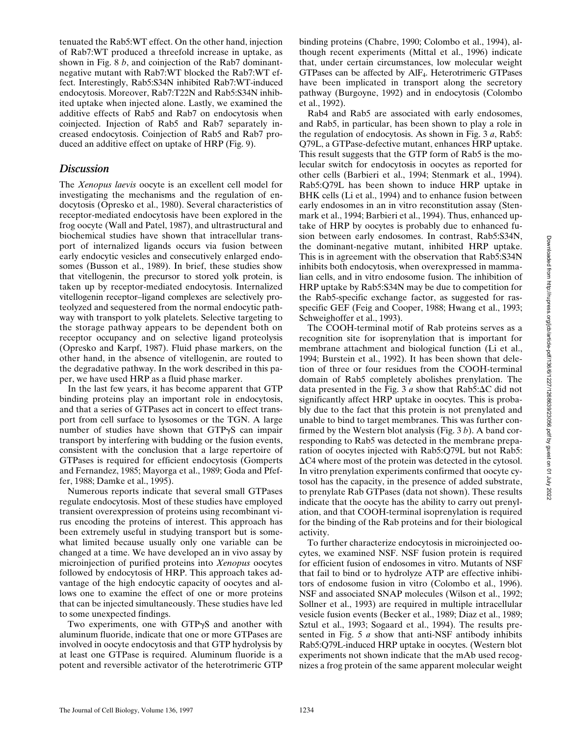tenuated the Rab5:WT effect. On the other hand, injection of Rab7:WT produced a threefold increase in uptake, as shown in Fig. 8 *b*, and coinjection of the Rab7 dominant-negative mutant with Rab7:WT blocked the Rab7:WT effect. Interestingly, Rab5:S34N inhibited Rab7:WT-induced endocytosis. Moreover, Rab7:T22N and Rab5:S34N inhibited uptake when injected alone. Lastly, we examined the additive effects of Rab5 and Rab7 on endocytosis when coinjected. Injection of Rab5 and Rab7 separately increased endocytosis. Coinjection of Rab5 and Rab7 produced an additive effect on uptake of HRP (Fig. 9).

## Discussion

The *Xenopus laevis* oocyte is an excellent cell model for investigating the mechanisms and the regulation of endocytosis (Opresko et al., 1980). Several characteristics of receptor-mediated endocytosis have been explored in the frog oocyte (Wall and Patel, 1987), and ultrastructural and biochemical studies have shown that intracellular transport of internalized ligands occurs via fusion between early endocytic vesicles and consecutively enlarged endosomes (Busson et al., 1989). In brief, these studies show that vitellogenin, the precursor to stored yolk protein, is taken up by receptor-mediated endocytosis. Internalized vitellogenin receptor–ligand complexes are selectively proteolyzed and sequestered from the normal endocytic pathway with transport to yolk platelets. Selective targeting to the storage pathway appears to be dependent both on receptor occupancy and on selective ligand proteolysis (Opresko and Karpf, 1987). Fluid phase markers, on the other hand, in the absence of vitellogenin, are routed to the degradative pathway. In the work described in this paper, we have used HRP as a fluid phase marker.

In the last few years, it has become apparent that GTP binding proteins play an important role in endocytosis, and that a series of GTPases act in concert to effect transport from cell surface to lysosomes or the TGN. A large number of studies have shown that GTPγS can impair transport by interfering with budding or the fusion events, consistent with the conclusion that a large repertoire of GTPases is required for efficient endocytosis (Gomperts and Fernandez, 1985; Mayorga et al., 1989; Goda and Pfeffer, 1988; Damke et al., 1995).

Numerous reports indicate that several small GTPases regulate endocytosis. Most of these studies have employed transient overexpression of proteins using recombinant virus encoding the proteins of interest. This approach has been extremely useful in studying transport but is somewhat limited because usually only one variable can be changed at a time. We have developed an in vivo assay by microinjection of purified proteins into *Xenopus* oocytes followed by endocytosis of HRP. This approach takes advantage of the high endocytic capacity of oocytes and allows one to examine the effect of one or more proteins that can be injected simultaneously. These studies have led to some unexpected findings.

Two experiments, one with GTPγS and another with aluminum fluoride, indicate that one or more GTPases are involved in oocyte endocytosis and that GTP hydrolysis by at least one GTPase is required. Aluminum fluoride is a potent and reversible activator of the heterotrimeric GTP binding proteins (Chabre, 1990; Colombo et al., 1994), although recent experiments (Mittal et al., 1996) indicate that, under certain circumstances, low molecular weight GTPases can be affected by $AlF_4$. Heterotrimeric GTPases have been implicated in transport along the secretory pathway (Burgoyne, 1992) and in endocytosis (Colombo et al., 1992).

Rab4 and Rab5 are associated with early endosomes, and Rab5, in particular, has been shown to play a role in the regulation of endocytosis. As shown in Fig. 3 *a*, Rab5:Q79L, a GTPase-defective mutant, enhances HRP uptake. This result suggests that the GTP form of Rab5 is the molecular switch for endocytosis in oocytes as reported for other cells (Barbieri et al., 1994; Stenmark et al., 1994). Rab5:Q79L has been shown to induce HRP uptake in BHK cells (Li et al., 1994) and to enhance fusion between early endosomes in an in vitro reconstitution assay (Stenmark et al., 1994; Barbieri et al., 1994). Thus, enhanced uptake of HRP by oocytes is probably due to enhanced fusion between early endosomes. In contrast, Rab5:S34N, the dominant-negative mutant, inhibited HRP uptake. This is in agreement with the observation that Rab5:S34N inhibits both endocytosis, when overexpressed in mammalian cells, and in vitro endosome fusion. The inhibition of HRP uptake by Rab5:S34N may be due to competition for the Rab5-specific exchange factor, as suggested for ras-specific GEF (Feig and Cooper, 1988; Hwang et al., 1993; Schweighoffer et al., 1993).

The COOH-terminal motif of Rab proteins serves as a recognition site for isoprenylation that is important for membrane attachment and biological function (Li et al., 1994; Burstein et al., 1992). It has been shown that deletion of three or four residues from the COOH-terminal domain of Rab5 completely abolishes prenylation. The data presented in the Fig. 3 *a* show that Rab5:ΔC did not significantly affect HRP uptake in oocytes. This is probably due to the fact that this protein is not prenylated and unable to bind to target membranes. This was further confirmed by the Western blot analysis (Fig. 3 *b*). A band corresponding to Rab5 was detected in the membrane preparation of oocytes injected with Rab5:Q79L but not Rab5:ΔC4 where most of the protein was detected in the cytosol. In vitro prenylation experiments confirmed that oocyte cytosol has the capacity, in the presence of added substrate, to prenylate Rab GTPases (data not shown). These results indicate that the oocyte has the ability to carry out prenylation, and that COOH-terminal isoprenylation is required for the binding of the Rab proteins and for their biological activity.

To further characterize endocytosis in microinjected oocytes, we examined NSF. NSF fusion protein is required for efficient fusion of endosomes in vitro. Mutants of NSF that fail to bind or to hydrolyze ATP are effective inhibitors of endosome fusion in vitro (Colombo et al., 1996). NSF and associated SNAP molecules (Wilson et al., 1992; Sollner et al., 1993) are required in multiple intracellular vesicle fusion events (Becker et al., 1989; Diaz et al., 1989; Sztul et al., 1993; Sogaard et al., 1994). The results presented in Fig. 5 *a* show that anti-NSF antibody inhibits Rab5:Q79L-induced HRP uptake in oocytes. (Western blot experiments not shown indicate that the mAb used recognizes a frog protein of the same apparent molecular weight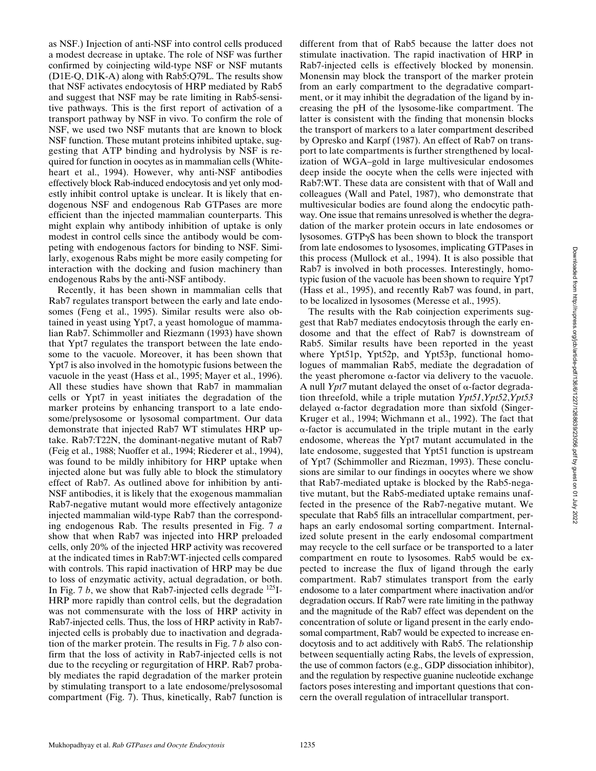as NSF.) Injection of anti-NSF into control cells produced a modest decrease in uptake. The role of NSF was further confirmed by coinjecting wild-type NSF or NSF mutants (D1E-Q, D1K-A) along with Rab5:Q79L. The results show that NSF activates endocytosis of HRP mediated by Rab5 and suggest that NSF may be rate limiting in Rab5-sensitive pathways. This is the first report of activation of a transport pathway by NSF in vivo. To confirm the role of NSF, we used two NSF mutants that are known to block NSF function. These mutant proteins inhibited uptake, suggesting that ATP binding and hydrolysis by NSF is required for function in oocytes as in mammalian cells (Whiteheart et al., 1994). However, why anti-NSF antibodies effectively block Rab-induced endocytosis and yet only modestly inhibit control uptake is unclear. It is likely that endogenous NSF and endogenous Rab GTPases are more efficient than the injected mammalian counterparts. This might explain why antibody inhibition of uptake is only modest in control cells since the antibody would be competing with endogenous factors for binding to NSF. Similarly, exogenous Rabs might be more easily competing for interaction with the docking and fusion machinery than endogenous Rabs by the anti-NSF antibody.

Recently, it has been shown in mammalian cells that Rab7 regulates transport between the early and late endosomes (Feng et al., 1995). Similar results were also obtained in yeast using Ypt7, a yeast homologue of mammalian Rab7. Schimmoller and Riezmann (1993) have shown that Ypt7 regulates the transport between the late endosome to the vacuole. Moreover, it has been shown that Ypt7 is also involved in the homotypic fusions between the vacuole in the yeast (Hass et al., 1995; Mayer et al., 1996). All these studies have shown that Rab7 in mammalian cells or Ypt7 in yeast initiates the degradation of the marker proteins by enhancing transport to a late endosome/prelysosome or lysosomal compartment. Our data demonstrate that injected Rab7 WT stimulates HRP uptake. Rab7:T22N, the dominant-negative mutant of Rab7 (Feig et al., 1988; Nuoffer et al., 1994; Riederer et al., 1994), was found to be mildly inhibitory for HRP uptake when injected alone but was fully able to block the stimulatory effect of Rab7. As outlined above for inhibition by anti-NSF antibodies, it is likely that the exogenous mammalian Rab7-negative mutant would more effectively antagonize injected mammalian wild-type Rab7 than the corresponding endogenous Rab. The results presented in Fig. 7 *a* show that when Rab7 was injected into HRP preloaded cells, only 20% of the injected HRP activity was recovered at the indicated times in Rab7:WT-injected cells compared with controls. This rapid inactivation of HRP may be due to loss of enzymatic activity, actual degradation, or both. In Fig. 7 *b*, we show that Rab7-injected cells degrade $^{125}$I-HRP more rapidly than control cells, but the degradation was not commensurate with the loss of HRP activity in Rab7-injected cells. Thus, the loss of HRP activity in Rab7-injected cells is probably due to inactivation and degradation of the marker protein. The results in Fig. 7 *b* also confirm that the loss of activity in Rab7-injected cells is not due to the recycling or regurgitation of HRP. Rab7 probably mediates the rapid degradation of the marker protein by stimulating transport to a late endosome/prelysosomal compartment (Fig. 7). Thus, kinetically, Rab7 function is different from that of Rab5 because the latter does not stimulate inactivation. The rapid inactivation of HRP in Rab7-injected cells is effectively blocked by monensin. Monensin may block the transport of the marker protein from an early compartment to the degradative compartment, or it may inhibit the degradation of the ligand by increasing the pH of the lysosome-like compartment. The latter is consistent with the finding that monensin blocks the transport of markers to a later compartment described by Opresko and Karpf (1987). An effect of Rab7 on transport to late compartments is further strengthened by localization of WGA–gold in large multivesicular endosomes deep inside the oocyte when the cells were injected with Rab7:WT. These data are consistent with that of Wall and colleagues (Wall and Patel, 1987), who demonstrate that multivesicular bodies are found along the endocytic pathway. One issue that remains unresolved is whether the degradation of the marker protein occurs in late endosomes or lysosomes. GTPγS has been shown to block the transport from late endosomes to lysosomes, implicating GTPases in this process (Mullock et al., 1994). It is also possible that Rab7 is involved in both processes. Interestingly, homotypic fusion of the vacuole has been shown to require Ypt7 (Hass et al., 1995), and recently Rab7 was found, in part, to be localized in lysosomes (Meresse et al., 1995).

The results with the Rab coinjection experiments suggest that Rab7 mediates endocytosis through the early endosome and that the effect of Rab7 is downstream of Rab5. Similar results have been reported in the yeast where Ypt51p, Ypt52p, and Ypt53p, functional homologues of mammalian Rab5, mediate the degradation of the yeast pheromone α-factor via delivery to the vacuole. A null *Ypt7* mutant delayed the onset of α-factor degradation threefold, while a triple mutation *Ypt51*,*Ypt52*,*Ypt53* delayed α-factor degradation more than sixfold (Singer-Kruger et al., 1994; Wichmann et al., 1992). The fact that α-factor is accumulated in the triple mutant in the early endosome, whereas the Ypt7 mutant accumulated in the late endosome, suggested that Ypt51 function is upstream of Ypt7 (Schimmoller and Riezman, 1993). These conclusions are similar to our findings in oocytes where we show that Rab7-mediated uptake is blocked by the Rab5-negative mutant, but the Rab5-mediated uptake remains unaffected in the presence of the Rab7-negative mutant. We speculate that Rab5 fills an intracellular compartment, perhaps an early endosomal sorting compartment. Internalized solute present in the early endosomal compartment may recycle to the cell surface or be transported to a later compartment en route to lysosomes. Rab5 would be expected to increase the flux of ligand through the early compartment. Rab7 stimulates transport from the early endosome to a later compartment where inactivation and/or degradation occurs. If Rab7 were rate limiting in the pathway and the magnitude of the Rab7 effect was dependent on the concentration of solute or ligand present in the early endosomal compartment, Rab7 would be expected to increase endocytosis and to act additively with Rab5. The relationship between sequentially acting Rabs, the levels of expression, the use of common factors (e.g., GDP dissociation inhibitor), and the regulation by respective guanine nucleotide exchange factors poses interesting and important questions that concern the overall regulation of intracellular transport.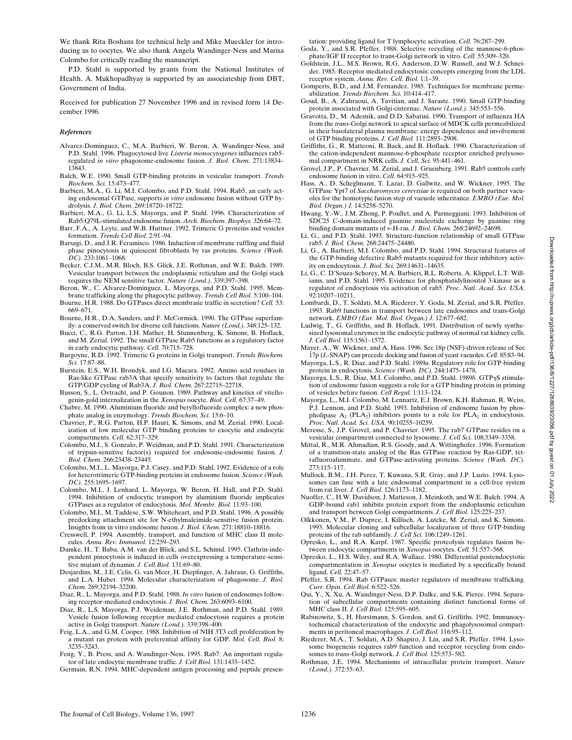We thank Rita Boshans for technical help and Mike Mueckler for introducing us to oocytes. We also thank Angela Wandinger-Ness and Marisa Colombo for critically reading the manuscript.

P.D. Stahl is supported by grants from the National Institutes of Health. A. Mukhopadhyay is supported by an associateship from DBT, Government of India.

Received for publication 27 November 1996 and in revised form 14 December 1996.

*References*

Alvarez-Dominguez, C., M.A. Barbieri, W. Beron, A. Wandinger-Ness, and P.D. Stahl. 1996. Phagocytosed live *Listeria monocytogenes* influences rab5-regulated *in vitro* phagosome-endosome fusion. *J. Biol. Chem.* 271:13834–13843.

Balch, W.E. 1990. Small GTP-binding proteins in vesicular transport. *Trends Biochem. Sci.* 15:473–477.

Barbieri, M.A., G. Li, M.I. Colombo, and P.D. Stahl. 1994. Rab5, an early acting endosomal GTPase, supports *in vitro* endosome fusion without GTP hydrolysis. *J. Biol. Chem.* 269:18720–18722.

Barbieri, M.A., G. Li, L.S. Mayorga, and P. Stahl. 1996. Characterization of Rab5:Q79L-stimulated endosome fusion. *Arch. Biochem. Biophys.* 326:64–72.

Barr, F.A., A. Leyte, and W.B. Huttner. 1992. Trimeric G proteins and vesicles formation. *Trends Cell Biol.* 2:91–94.

Barsagi, D., and J.R. Feramisco. 1986. Induction of membrane ruffling and fluid phase pinocytosis in quiescent fibroblasts by ras proteins. *Science (Wash. DC).* 233:1061–1068.

Becker, C.J.M., M.R. Bloch, B.S. Glick, J.E. Rothman, and W.E. Balch. 1989. Vesicular transport between the endoplasmic reticulum and the Golgi stack requires the NEM sensitive factor. *Nature (Lond.).* 339:397–398.

Beron, W., C. Alvarez-Dominguez, L. Mayorga, and P.D. Stahl. 1995. Membrane trafficking along the phagocytic pathway. *Trends Cell Biol.* 5:100–104.

Bourne, H.R. 1988. Do GTPases direct membrane traffic in secretion? *Cell.* 53: 669–671.

Bourne, H.R., D.A. Sanders, and F. McCormick. 1990. The GTPase superfamily: a conserved switch for diverse cell functions. *Nature (Lond.).* 348:125–132.

Bucci, C., R.G. Parton, I.H. Mather, H. Stunnenberg, K. Simons, B. Hoflack, and M. Zerial. 1992. The small GTPase Rab5 functions as a regulatory factor in early endocytic pathway. *Cell.* 70:715–728.

Burgoyne, R.D. 1992. Trimeric G proteins in Golgi transport. *Trends Biochem. Sci.* 17:87–88.

Burstein, E.S., W.H. Brondyk, and I.G. Macara. 1992. Amino acid residues in Ras-like GTPase rab3A that specify sensitivity to factors that regulate the GTP/GDP cycling of Rab3A. *J. Biol. Chem.* 267:22715–22718.

Busson, S., L. Ovtracht, and P. Gounon. 1989. Pathway and kinetics of vitellogenin-gold internalization in the *Xenopus* oocyte. *Biol. Cell.* 67:37–49.

Chabre, M. 1990. Aluminium fluoride and beryllofluoride complex: a new phosphate analog in enzymology. *Trends Biochem. Sci.* 15:6–10.

Chavrier, P., R.G. Parton, H.P. Hauri, K. Simons, and M. Zerial. 1990. Localization of low molecular GTP binding proteins to exocytic and endocytic compartments. *Cell.* 62:317–329.

Colombo, M.I., S. Gonzalo, P. Weidman, and P.D. Stahl. 1991. Characterization of trypsin-sensitive factor(s) required for endosome-endosome fusion. *J. Biol. Chem.* 266:23438–23445.

Colombo, M.I., L. Mayorga, P.J. Casey, and P.D. Stahl. 1992. Evidence of a role for heterotrimeric GTP-binding proteins in endosome fusion. *Science (Wash. DC).* 255:1695–1697.

Colombo, M.I., J. Lenhard, L. Mayorga, M. Beron, H. Hall, and P.D. Stahl. 1994. Inhibition of endocytic transport by aluminium fluoride implicates GTPases as a regulator of endocytosis. *Mol. Membr. Biol.* 11:93–100.

Colombo, M.I., M. Taddese, S.W. Whiteheart, and P.D. Stahl. 1996. A possible predocking attachment site for *N*-ethylmaleimide-sensitive fusion protein. Insights from in vitro endosome fusion. *J. Biol. Chem.* 271:18810–18816.

Cresswell, P. 1994. Assembly, transport, and function of MHC class II molecules. *Annu. Rev. Immunol.* 12:259–293.

Damke, H., T. Baba, A.M. van der Bliek, and S.L. Schmid. 1995. Clathrin-independent pinocytosis is induced in cells overexpressing a temperature-sensitive mutant of dynamin. *J. Cell Biol.* 131:69–80.

Desjardins, M., J.E. Celis, G. van Meer, H. Dieplinger, A. Jahraus, G. Griffiths, and L.A. Huber. 1994. Molecular characterization of phagosome. *J. Biol. Chem.* 269:32194–32200.

Diaz, R., L. Mayorga, and P.D. Stahl. 1988. *In vitro* fusion of endosomes following receptor-mediated endocytosis. *J. Biol. Chem.* 263:6093–6100.

Diaz, R., L.S. Mayorga, P.J. Weideman, J.E. Rothman, and P.D. Stahl. 1989. Vesicle fusion following receptor mediated endocytosis requires a protein active in Golgi transport. *Nature (Lond.).* 339:398–400.

Feig, L.A., and G.M. Cooper. 1988. Inhibition of NIH 3T3 cell proliferation by a mutant ras protein with preferential affinity for GDP. *Mol. Cell. Biol.* 8: 3235–3243.

Feng, Y., B. Press, and A. Wandinger-Ness. 1995. Rab7: An important regulator of late endocytic membrane traffic. *J. Cell Biol.* 131:1435–1452.

Germain, R.N. 1994. MHC-dependent antigen processing and peptide presentation: providing ligand for T lymphocyte activation. *Cell.* 76:287–299.

Goda, Y., and S.R. Pfeffer. 1988. Selective recycling of the mannose-6-phosphate/IGF II receptor to trans-Golgi network in vitro. *Cell.* 55:309–320.

Goldstein, J.L., M.S. Brown, R.G. Anderson, D.W. Russell, and W.J. Schneider. 1985. Receptor mediated endocytosis: concepts emerging from the LDL receptor system. *Annu. Rev. Cell. Biol.* 1:1–39.

Gomperts, B.D., and J.M. Fernandez. 1985. Techniques for membrane permeabilization. *Trends Biochem. Sci.* 10:414–417.

Goud, B., A. Zahraoui, A. Tavitian, and J. Saraste. 1990. Small GTP-binding protein associated with Golgi-cisternae. *Nature (Lond.).* 345:553–556.

Gravotta, D., M. Adesnik, and D.D. Sabatini. 1990. Transport of influenza HA from the *trans*-Golgi network to apical surface of MDCK cells permeabilized in their basolateral plasma membrane: energy dependence and involvement of GTP binding proteins. *J. Cell Biol.* 111:2893–2908.

Griffiths, G., R. Matteoni, R. Back, and B. Hoflack. 1990. Characterization of the cation-independent mannose-6-phosphate receptor enriched prelysosomal compartment in NRK cells. *J. Cell. Sci.* 95:441–461.

Grovel, J.P., P. Chavrier, M. Zerial, and J. Gruenberg. 1991. Rab5 controls early endosome fusion in vitro. *Cell.* 64:915–925.

Hass, A., D. Scheglmann, T. Lazar, D. Gallwitz, and W. Wickner. 1995. The GTPase Ypt7 of *Saccharomyces cerevisiae* is required on both partner vacuoles for the homotypic fusion step of vacuole inheritance. *EMBO (Eur. Mol. Biol. Organ.) J.* 14:5258–5270.

Hwang, Y.-W., J.M. Zhong, P. Poullet, and A. Parmeggiani. 1993. Inhibition of SDC25 C-domain-induced guanine nucleotide exchange by guanine ring binding domain mutants of v-H-ras. *J. Biol. Chem.* 268:24692–24698.

Li, G., and P.D. Stahl. 1993. Structure-function relationship of small GTPase rab5. *J. Biol. Chem.* 268:24475–24480.

Li, G., A. Barbieri, M.I. Colombo, and P.D. Stahl. 1994. Structural features of the GTP-binding defective Rab5 mutants required for their inhibitory activity on endocytosis. *J. Biol. Sci.* 269:14631–14635.

Li, G., C. D'Souza-Schorey, M.A. Barbieri, R.L. Roberts, A. Klippel, L.T. Williams, and P.D. Stahl. 1995. Evidence for phosphatidylinositol 3-kinase as a regulator of endocytosis via activation of rab5. *Proc. Natl. Acad. Sci. USA.* 92:10207–10211.

Lombardi, D., T. Soldati, M.A. Riederer, Y. Goda, M. Zerial, and S.R. Pfeffer. 1993. Rab9 functions in transport between late endosomes and trans-Golgi network. *EMBO (Eur. Mol. Biol. Organ.) J.* 12:677–682.

Ludwig, T., G. Griffiths, and B. Hoflack. 1991. Distribution of newly synthesized lysosomal enzymes in the endocytic pathway of normal rat kidney cells. *J. Cell Biol.* 115:1561–1572.

Mayer, A., W. Wickner, and A. Hass. 1996. Sec 18p (NSF)-driven release of Sec 17p (*L*-SNAP) can precede docking and fusion of yeast vacuoles. *Cell.* 85:83–94.

Mayorga, L.S., R. Diaz, and P.D. Stahl. 1989*a.* Regulatory role for GTP-binding protein in endocytosis. *Science (Wash. DC).* 244:1475–1478.

Mayorga, L.S., R. Diaz, M.I. Colombo, and P.D. Stahl. 1989*b.* GTPγS stimulation of endosome fusion suggests a role for a GTP binding protein in priming of vesicles before fusion. *Cell Regul.* 1:113–124.

Mayorga, L., M.I. Colombo, M. Lennartz, E.J. Brown, K.H. Rahman, R. Weiss, P.J. Lennon, and P.D. Stahl. 1993. Inhibition of endosome fusion by phospholipase $A_2$ ($PLA_2$) inhibitors points to a role for $PLA_2$ in endocytosis. *Proc. Natl. Acad. Sci. USA.* 90:10255–10259.

Meresse, S., J.P. Grovel, and P. Chavrier. 1995. The rab7 GTPase resides on a vesicular compartment connected to lysosome. *J. Cell Sci.* 108:3349–3358.

Mittal, R., M.R. Ahmadian, R.S. Goody, and A. Wittinghofer. 1996. Formation of a transition-state analog of the Ras GTPase reaction by Ras-GDP, tetrafluoroaluminate, and GTPase-activating proteins. *Science (Wash. DC).* 273:115–117.

Mullock, B.M., J.H. Perez, T. Kuwana, S.R. Gray, and J.P. Luzio. 1994. Lysosomes can fuse with a late endosomal compartment in a cell-free system from rat liver. *J. Cell Biol.* 126:1173–1182.

Nuoffer, C., H.W. Davidson, J. Matteson, J. Meinkoth, and W.E. Balch. 1994. A GDP-bound rab1 inhibits protein export from the endoplasmic reticulum and transport between Golgi compartments. *J. Cell Biol.* 125:225–237.

Olkkonen, V.M., P. Dupree, I. Killisch, A. Lutcke, M. Zerial, and K. Simons. 1993. Molecular cloning and subcellular localization of three GTP-binding proteins of the rab subfamily. *J. Cell Sci.* 106:1249–1261.

Opresko, L., and R.A. Karpf. 1987. Specific proteolysis regulates fusion between endocytic compartments in *Xenopus* oocytes. *Cell.* 51:557–568.

Opresko, L., H.S. Wiley, and R.A. Wallace. 1980. Differential postendocytotic compartmentation in *Xenopus* oocytes is mediated by a specifically bound ligand. *Cell.* 22:47–57.

Pfeffer, S.R. 1994. Rab GTPases: master regulators of membrane trafficking. *Curr. Opin. Cell Biol.* 6:522–526.

Qui, Y., X. Xu, A. Wandinger-Ness, D.P. Dalke, and S.K. Pierce. 1994. Separation of subcellular compartments containing distinct functional forms of MHC class II. *J. Cell Biol.* 125:595–605.

Rabinowitz, S., H. Horstmann, S. Gordon, and G. Griffiths. 1992. Immunocytochemical characterization of the endocytic and phagolysosomal compartments in peritoneal macrophages. *J. Cell Biol.* 116:95–112.

Riederer, M.A., T. Soldati, A.D. Shapiro, J. Lin, and S.R. Pfeffer. 1994. Lysosome biogenesis requires rab9 function and receptor recycling from endosomes to *trans*-Golgi network. *J. Cell Biol.* 125:573–582.

Rothman, J.E. 1994. Mechanisms of intracellular protein transport. *Nature (Lond.).* 372:55–63.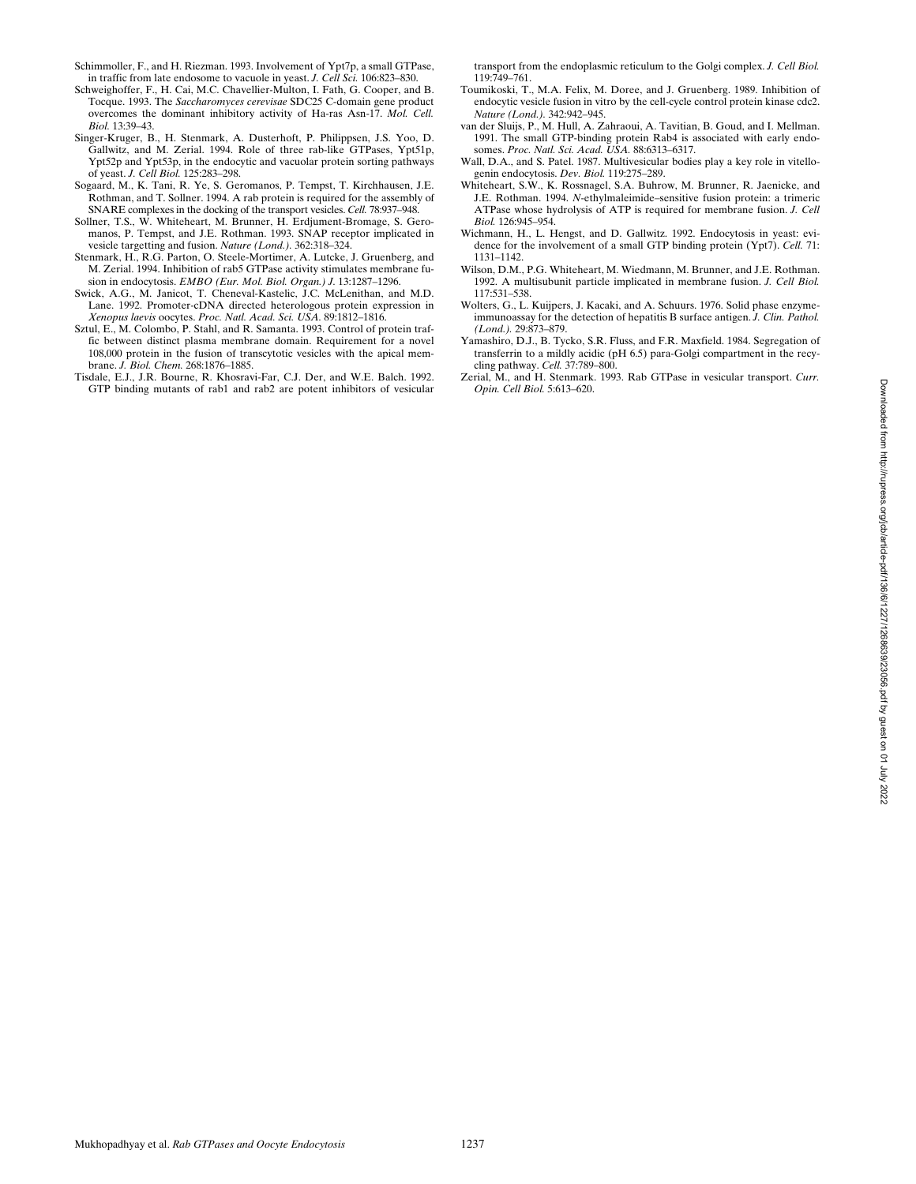Schimmoller, F., and H. Riezman. 1993. Involvement of Ypt7p, a small GTPase, in traffic from late endosome to vacuole in yeast. *J. Cell Sci.* 106:823–830.

Schweighoffer, F., H. Cai, M.C. Chavellier-Multon, I. Fath, G. Cooper, and B. Tocque. 1993. The *Saccharomyces cerevisae* SDC25 C-domain gene product overcomes the dominant inhibitory activity of Ha-ras Asn-17. *Mol. Cell. Biol.* 13:39–43.

Singer-Kruger, B., H. Stenmark, A. Dusterhoft, P. Philippsen, J.S. Yoo, D. Gallwitz, and M. Zerial. 1994. Role of three rab-like GTPases, Ypt51p, Ypt52p and Ypt53p, in the endocytic and vacuolar protein sorting pathways of yeast. *J. Cell Biol.* 125:283–298.

Sogaard, M., K. Tani, R. Ye, S. Geromanos, P. Tempst, T. Kirchhausen, J.E. Rothman, and T. Sollner. 1994. A rab protein is required for the assembly of SNARE complexes in the docking of the transport vesicles. *Cell.* 78:937–948.

Sollner, T.S., W. Whiteheart, M. Brunner, H. Erdjument-Bromage, S. Geromanos, P. Tempst, and J.E. Rothman. 1993. SNAP receptor implicated in vesicle targetting and fusion. *Nature (Lond.).* 362:318–324.

Stenmark, H., R.G. Parton, O. Steele-Mortimer, A. Lutcke, J. Gruenberg, and M. Zerial. 1994. Inhibition of rab5 GTPase activity stimulates membrane fusion in endocytosis. *EMBO (Eur. Mol. Biol. Organ.) J.* 13:1287–1296.

Swick, A.G., M. Janicot, T. Cheneval-Kastelic, J.C. McLenithan, and M.D. Lane. 1992. Promoter-cDNA directed heterologous protein expression in *Xenopus laevis* oocytes. *Proc. Natl. Acad. Sci. USA.* 89:1812–1816.

Sztul, E., M. Colombo, P. Stahl, and R. Samanta. 1993. Control of protein traffic between distinct plasma membrane domain. Requirement for a novel 108,000 protein in the fusion of transcytotic vesicles with the apical membrane. *J. Biol. Chem.* 268:1876–1885.

Tisdale, E.J., J.R. Bourne, R. Khosravi-Far, C.J. Der, and W.E. Balch. 1992. GTP binding mutants of rab1 and rab2 are potent inhibitors of vesicular transport from the endoplasmic reticulum to the Golgi complex. *J. Cell Biol.* 119:749–761.

Toumikoski, T., M.A. Felix, M. Doree, and J. Gruenberg. 1989. Inhibition of endocytic vesicle fusion in vitro by the cell-cycle control protein kinase cdc2. *Nature (Lond.).* 342:942–945.

van der Sluijs, P., M. Hull, A. Zahraoui, A. Tavitian, B. Goud, and I. Mellman. 1991. The small GTP-binding protein Rab4 is associated with early endosomes. *Proc. Natl. Sci. Acad. USA.* 88:6313–6317.

Wall, D.A., and S. Patel. 1987. Multivesicular bodies play a key role in vitellogenin endocytosis. *Dev. Biol.* 119:275–289.

Whiteheart, S.W., K. Rossnagel, S.A. Buhrow, M. Brunner, R. Jaenicke, and J.E. Rothman. 1994. *N*-ethylmaleimide–sensitive fusion protein: a trimeric ATPase whose hydrolysis of ATP is required for membrane fusion. *J. Cell Biol.* 126:945–954.

Wichmann, H., L. Hengst, and D. Gallwitz. 1992. Endocytosis in yeast: evidence for the involvement of a small GTP binding protein (Ypt7). *Cell.* 71:1131–1142.

Wilson, D.M., P.G. Whiteheart, M. Wiedmann, M. Brunner, and J.E. Rothman. 1992. A multisubunit particle implicated in membrane fusion. *J. Cell Biol.* 117:531–538.

Wolters, G., L. Kuijpers, J. Kacaki, and A. Schuurs. 1976. Solid phase enzyme-immunoassay for the detection of hepatitis B surface antigen. *J. Clin. Pathol. (Lond.).* 29:873–879.

Yamashiro, D.J., B. Tycko, S.R. Fluss, and F.R. Maxfield. 1984. Segregation of transferrin to a mildly acidic (pH 6.5) para-Golgi compartment in the recycling pathway. *Cell.* 37:789–800.

Zerial, M., and H. Stenmark. 1993. Rab GTPase in vesicular transport. *Curr. Opin. Cell Biol.* 5:613–620.